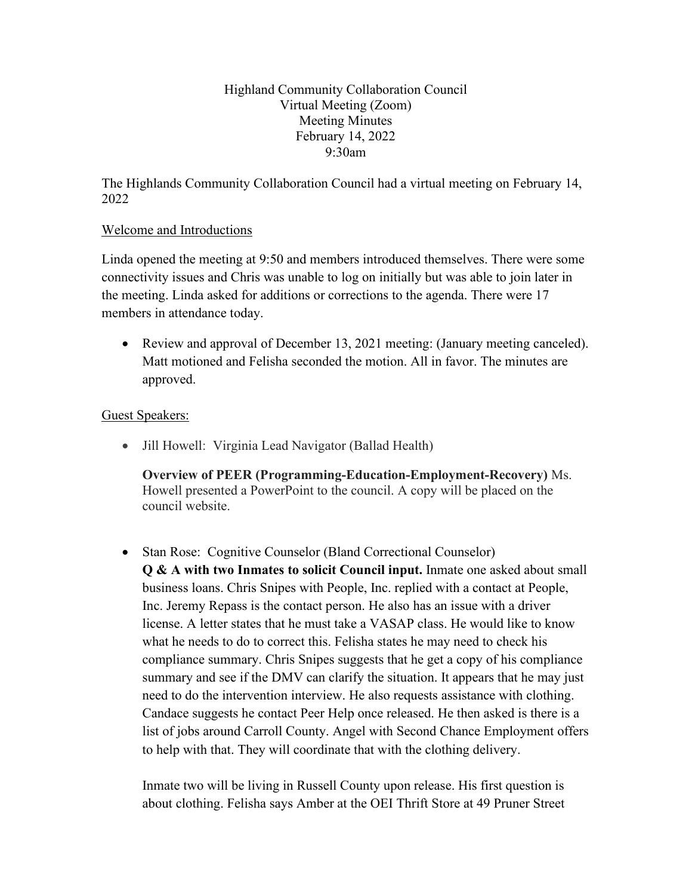Highland Community Collaboration Council
Virtual Meeting (Zoom)
Meeting Minutes
February 14, 2022
9:30am

The Highlands Community Collaboration Council had a virtual meeting on February 14, 2022

Welcome and Introductions

Linda opened the meeting at 9:50 and members introduced themselves. There were some connectivity issues and Chris was unable to log on initially but was able to join later in the meeting. Linda asked for additions or corrections to the agenda. There were 17 members in attendance today.

- Review and approval of December 13, 2021 meeting: (January meeting canceled). Matt motioned and Felisha seconded the motion. All in favor. The minutes are approved.

Guest Speakers:

- Jill Howell: Virginia Lead Navigator (Ballad Health)

  **Overview of PEER (Programming-Education-Employment-Recovery)** Ms. Howell presented a PowerPoint to the council. A copy will be placed on the council website.

- Stan Rose: Cognitive Counselor (Bland Correctional Counselor)
  **Q & A with two Inmates to solicit Council input.** Inmate one asked about small business loans. Chris Snipes with People, Inc. replied with a contact at People, Inc. Jeremy Repass is the contact person. He also has an issue with a driver license. A letter states that he must take a VASAP class. He would like to know what he needs to do to correct this. Felisha states he may need to check his compliance summary. Chris Snipes suggests that he get a copy of his compliance summary and see if the DMV can clarify the situation. It appears that he may just need to do the intervention interview. He also requests assistance with clothing. Candace suggests he contact Peer Help once released. He then asked is there is a list of jobs around Carroll County. Angel with Second Chance Employment offers to help with that. They will coordinate that with the clothing delivery.

  Inmate two will be living in Russell County upon release. His first question is about clothing. Felisha says Amber at the OEI Thrift Store at 49 Pruner Street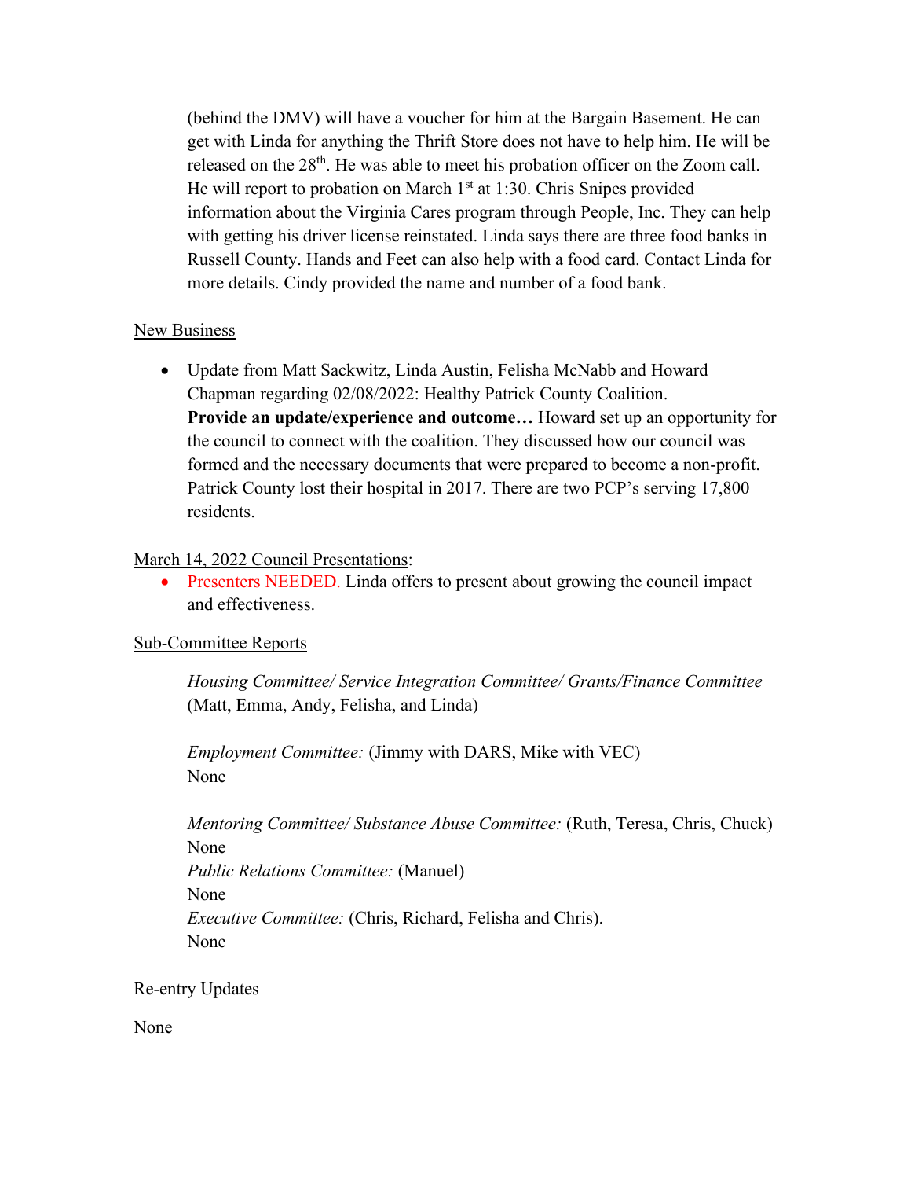(behind the DMV) will have a voucher for him at the Bargain Basement. He can get with Linda for anything the Thrift Store does not have to help him. He will be released on the 28th. He was able to meet his probation officer on the Zoom call. He will report to probation on March 1st at 1:30. Chris Snipes provided information about the Virginia Cares program through People, Inc. They can help with getting his driver license reinstated. Linda says there are three food banks in Russell County. Hands and Feet can also help with a food card. Contact Linda for more details. Cindy provided the name and number of a food bank.

<u>New Business</u>

- Update from Matt Sackwitz, Linda Austin, Felisha McNabb and Howard Chapman regarding 02/08/2022: Healthy Patrick County Coalition.
  **Provide an update/experience and outcome…** Howard set up an opportunity for the council to connect with the coalition. They discussed how our council was formed and the necessary documents that were prepared to become a non-profit. Patrick County lost their hospital in 2017. There are two PCP's serving 17,800 residents.

<u>March 14, 2022 Council Presentations</u>:

- Presenters NEEDED. Linda offers to present about growing the council impact and effectiveness.

<u>Sub-Committee Reports</u>

*Housing Committee/ Service Integration Committee/ Grants/Finance Committee* (Matt, Emma, Andy, Felisha, and Linda)

*Employment Committee:* (Jimmy with DARS, Mike with VEC)
None

*Mentoring Committee/ Substance Abuse Committee:* (Ruth, Teresa, Chris, Chuck)
None
*Public Relations Committee:* (Manuel)
None
*Executive Committee:* (Chris, Richard, Felisha and Chris).
None

<u>Re-entry Updates</u>

None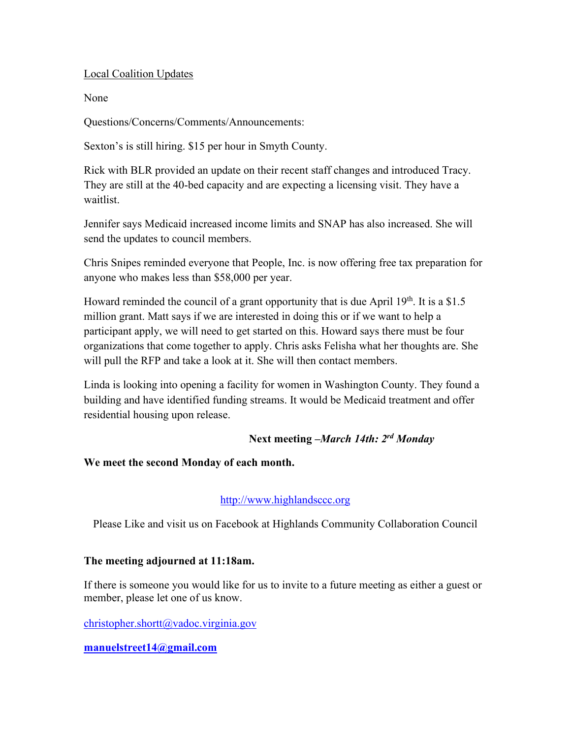<u>Local Coalition Updates</u>

None

Questions/Concerns/Comments/Announcements:

Sexton's is still hiring. $15 per hour in Smyth County.

Rick with BLR provided an update on their recent staff changes and introduced Tracy. They are still at the 40-bed capacity and are expecting a licensing visit. They have a waitlist.

Jennifer says Medicaid increased income limits and SNAP has also increased. She will send the updates to council members.

Chris Snipes reminded everyone that People, Inc. is now offering free tax preparation for anyone who makes less than $58,000 per year.

Howard reminded the council of a grant opportunity that is due April 19th. It is a $1.5 million grant. Matt says if we are interested in doing this or if we want to help a participant apply, we will need to get started on this. Howard says there must be four organizations that come together to apply. Chris asks Felisha what her thoughts are. She will pull the RFP and take a look at it. She will then contact members.

Linda is looking into opening a facility for women in Washington County. They found a building and have identified funding streams. It would be Medicaid treatment and offer residential housing upon release.

**Next meeting –*March 14th: 2rd Monday***

**We meet the second Monday of each month.**

http://www.highlandsccc.org

Please Like and visit us on Facebook at Highlands Community Collaboration Council

**The meeting adjourned at 11:18am.**

If there is someone you would like for us to invite to a future meeting as either a guest or member, please let one of us know.

christopher.shortt@vadoc.virginia.gov

**manuelstreet14@gmail.com**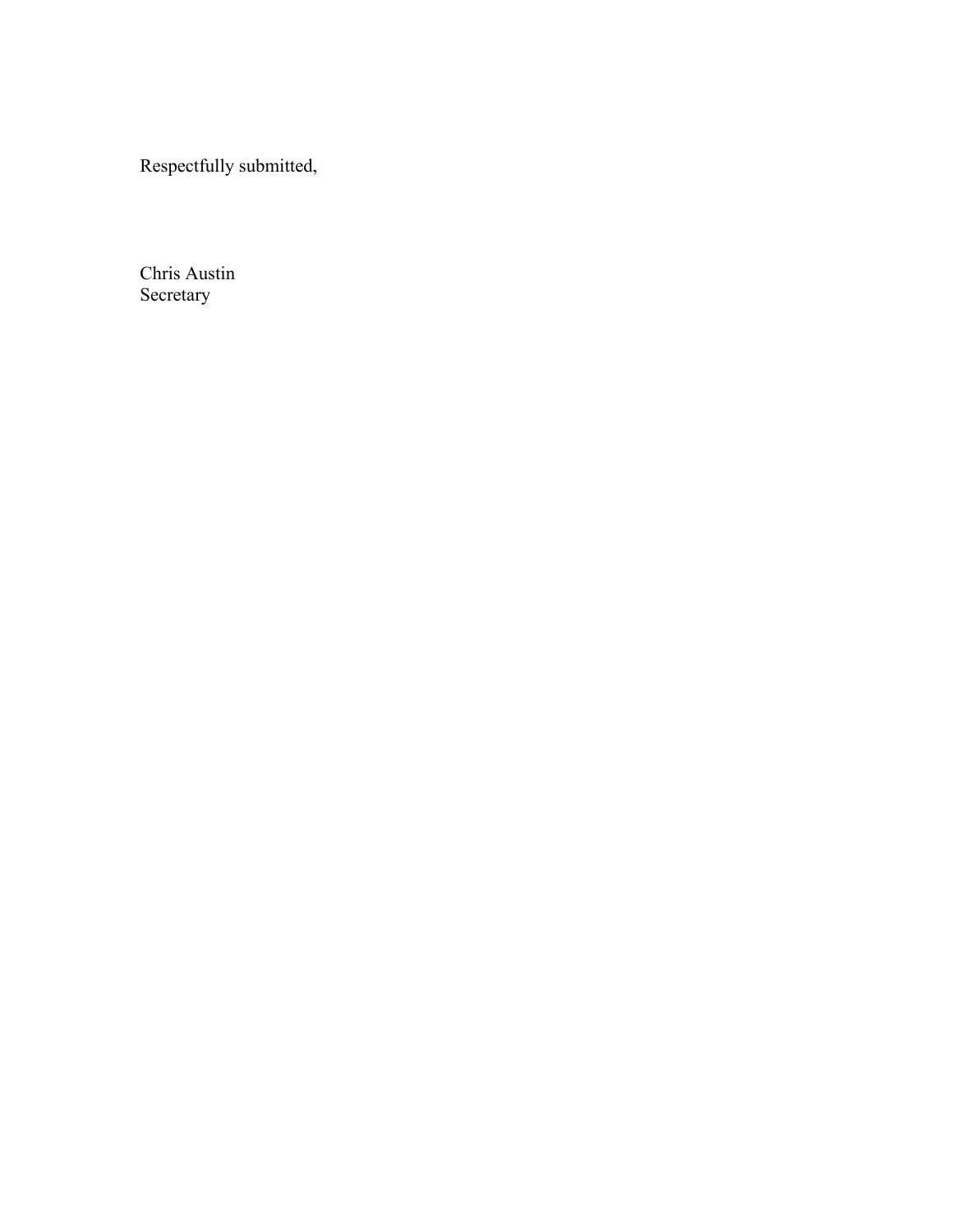Respectfully submitted,

Chris Austin
Secretary